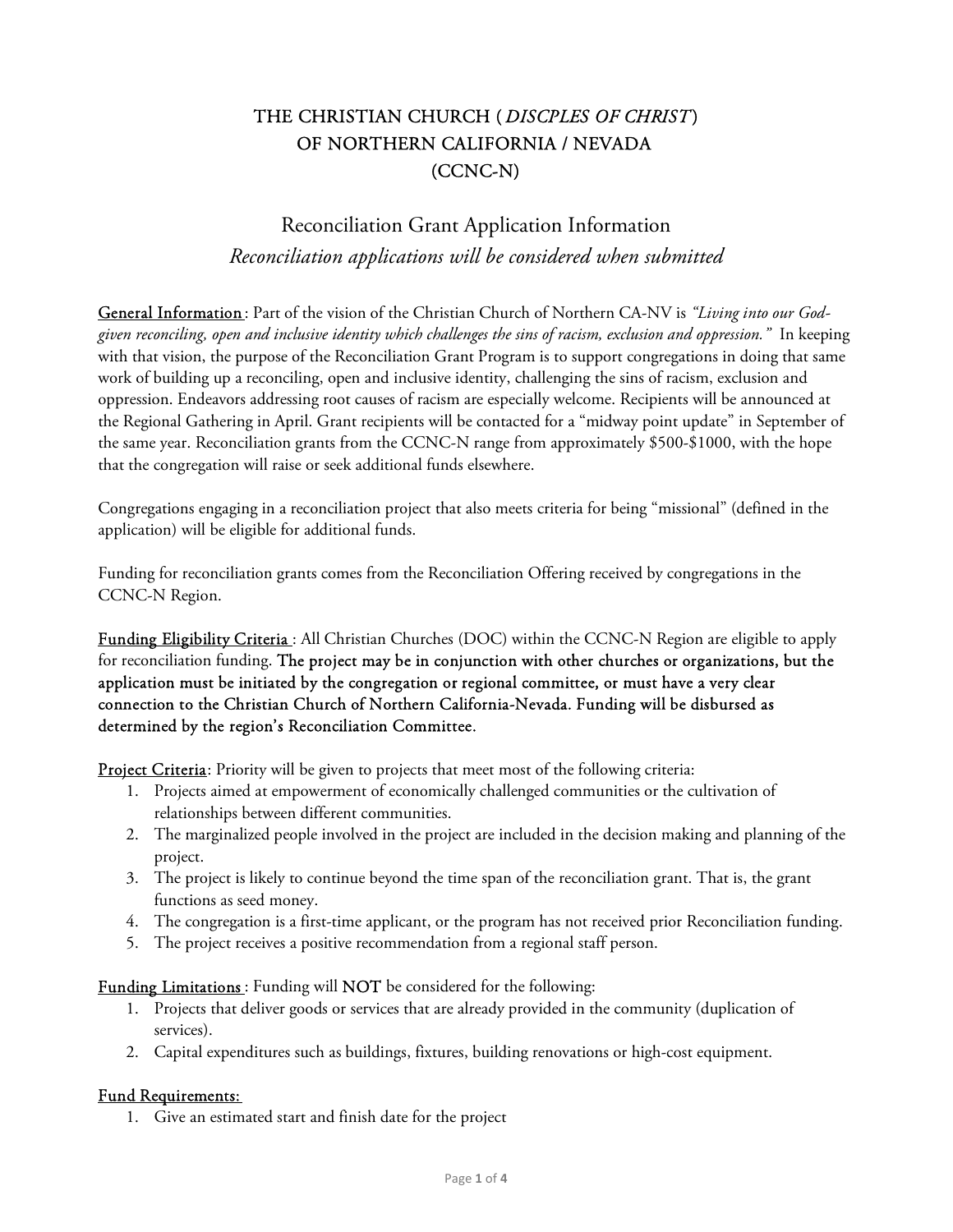# THE CHRISTIAN CHURCH ( *DISCPLES OF CHRIST* ) OF NORTHERN CALIFORNIA / NEVADA (CCNC-N)

## Reconciliation Grant Application Information

*Reconciliation applications will be considered when submitted*

General Information: Part of the vision of the Christian Church of Northern CA-NV is *"Living into our God-given reconciling, open and inclusive identity which challenges the sins of racism, exclusion and oppression."* In keeping with that vision, the purpose of the Reconciliation Grant Program is to support congregations in doing that same work of building up a reconciling, open and inclusive identity, challenging the sins of racism, exclusion and oppression. Endeavors addressing root causes of racism are especially welcome. Recipients will be announced at the Regional Gathering in April. Grant recipients will be contacted for a "midway point update" in September of the same year. Reconciliation grants from the CCNC-N range from approximately $500-$1000, with the hope that the congregation will raise or seek additional funds elsewhere.

Congregations engaging in a reconciliation project that also meets criteria for being "missional" (defined in the application) will be eligible for additional funds.

Funding for reconciliation grants comes from the Reconciliation Offering received by congregations in the CCNC-N Region.

Funding Eligibility Criteria: All Christian Churches (DOC) within the CCNC-N Region are eligible to apply for reconciliation funding. **The project may be in conjunction with other churches or organizations, but the application must be initiated by the congregation or regional committee, or must have a very clear connection to the Christian Church of Northern California-Nevada. Funding will be disbursed as determined by the region's Reconciliation Committee.**

Project Criteria: Priority will be given to projects that meet most of the following criteria:

1. Projects aimed at empowerment of economically challenged communities or the cultivation of relationships between different communities.
2. The marginalized people involved in the project are included in the decision making and planning of the project.
3. The project is likely to continue beyond the time span of the reconciliation grant. That is, the grant functions as seed money.
4. The congregation is a first-time applicant, or the program has not received prior Reconciliation funding.
5. The project receives a positive recommendation from a regional staff person.

Funding Limitations: Funding will NOT be considered for the following:

1. Projects that deliver goods or services that are already provided in the community (duplication of services).
2. Capital expenditures such as buildings, fixtures, building renovations or high-cost equipment.

Fund Requirements:

1. Give an estimated start and finish date for the project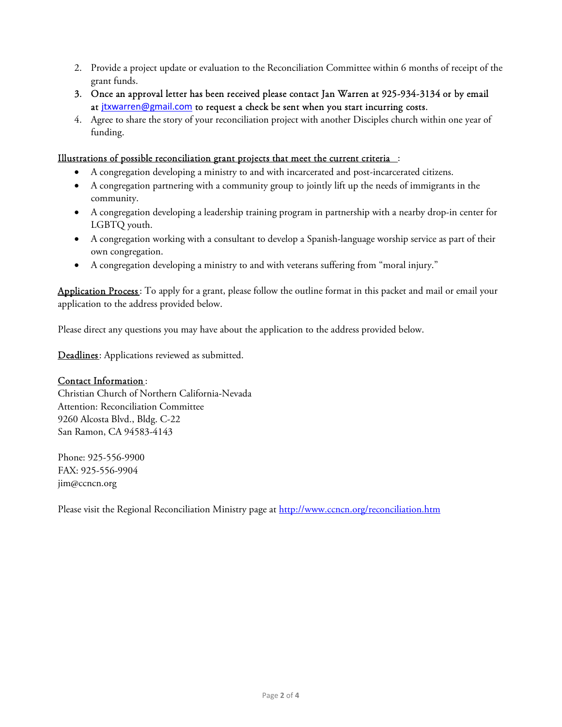2. Provide a project update or evaluation to the Reconciliation Committee within 6 months of receipt of the grant funds.
3. Once an approval letter has been received please contact Jan Warren at 925-934-3134 or by email at [jtxwarren@gmail.com](mailto:jtxwarren@gmail.com) to request a check be sent when you start incurring costs.
4. Agree to share the story of your reconciliation project with another Disciples church within one year of funding.

Illustrations of possible reconciliation grant projects that meet the current criteria :

- A congregation developing a ministry to and with incarcerated and post-incarcerated citizens.
- A congregation partnering with a community group to jointly lift up the needs of immigrants in the community.
- A congregation developing a leadership training program in partnership with a nearby drop-in center for LGBTQ youth.
- A congregation working with a consultant to develop a Spanish-language worship service as part of their own congregation.
- A congregation developing a ministry to and with veterans suffering from "moral injury."

Application Process: To apply for a grant, please follow the outline format in this packet and mail or email your application to the address provided below.

Please direct any questions you may have about the application to the address provided below.

Deadlines: Applications reviewed as submitted.

Contact Information:
Christian Church of Northern California-Nevada
Attention: Reconciliation Committee
9260 Alcosta Blvd., Bldg. C-22
San Ramon, CA 94583-4143

Phone: 925-556-9900
FAX: 925-556-9904
jim@ccncn.org

Please visit the Regional Reconciliation Ministry page at [http://www.ccncn.org/reconciliation.htm](http://www.ccncn.org/reconciliation.htm)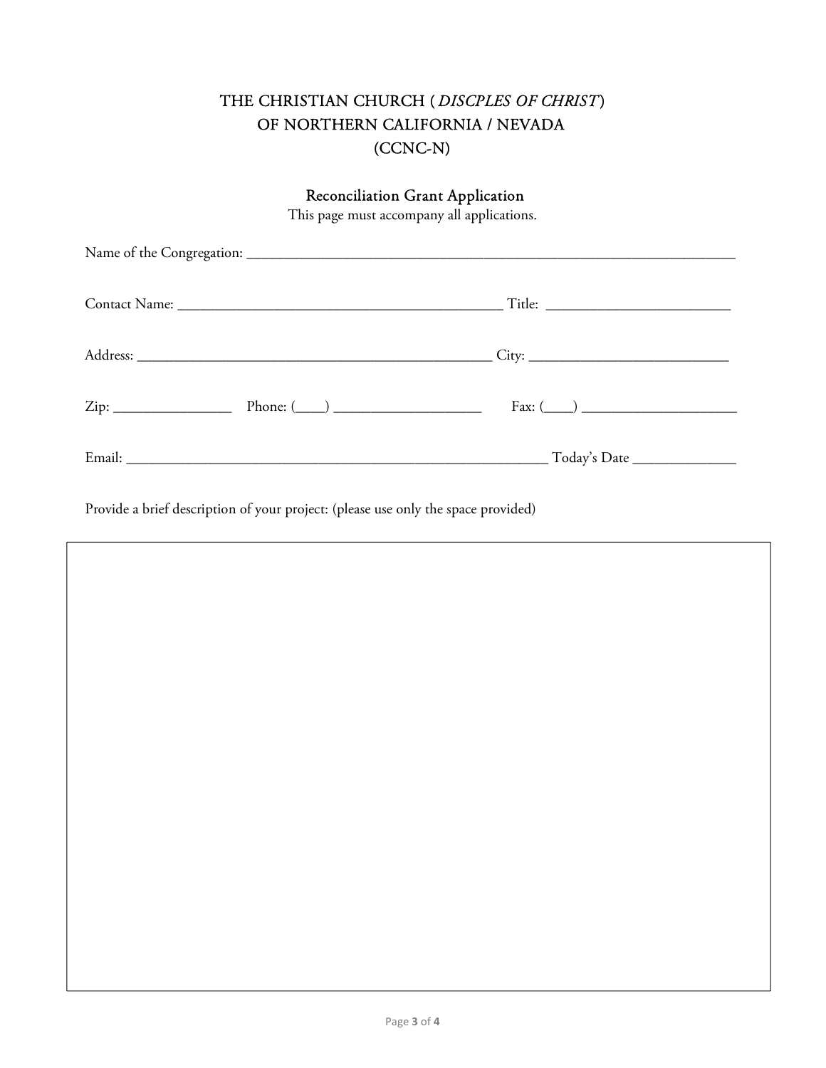# THE CHRISTIAN CHURCH ( *DISCPLES OF CHRIST*)
# OF NORTHERN CALIFORNIA / NEVADA
# (CCNC-N)

## Reconciliation Grant Application

This page must accompany all applications.

Name of the Congregation: ______________________________________________________________________

Contact Name: _____________________________________________ Title: _________________________

Address: __________________________________________________ City: ___________________________

Zip: ________________ Phone: (____) ____________________ Fax: (____) _____________________

Email: _________________________________________________________ Today's Date _____________

Provide a brief description of your project: (please use only the space provided)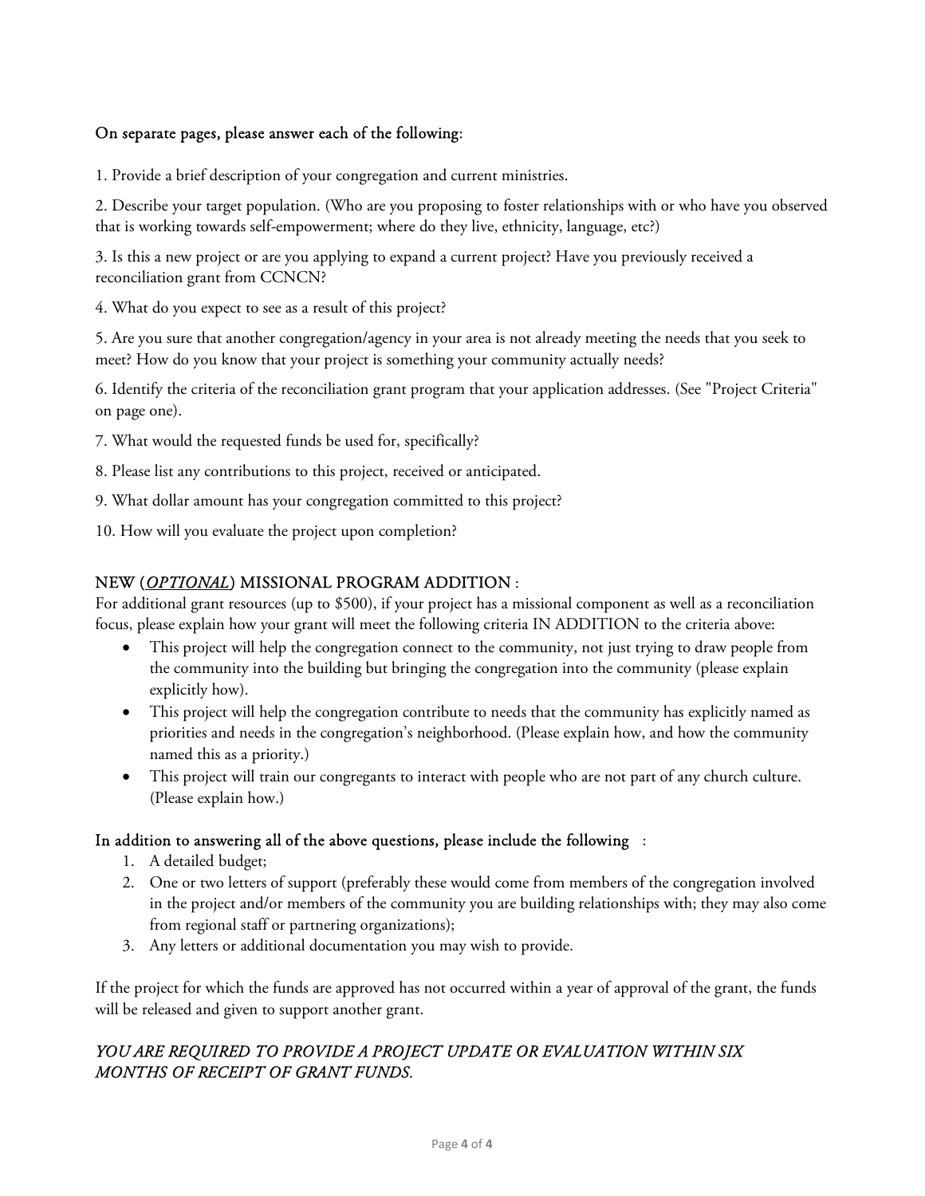On separate pages, please answer each of the following:

1. Provide a brief description of your congregation and current ministries.

2. Describe your target population. (Who are you proposing to foster relationships with or who have you observed that is working towards self-empowerment; where do they live, ethnicity, language, etc?)

3. Is this a new project or are you applying to expand a current project? Have you previously received a reconciliation grant from CCNCN?

4. What do you expect to see as a result of this project?

5. Are you sure that another congregation/agency in your area is not already meeting the needs that you seek to meet? How do you know that your project is something your community actually needs?

6. Identify the criteria of the reconciliation grant program that your application addresses. (See "Project Criteria" on page one).

7. What would the requested funds be used for, specifically?

8. Please list any contributions to this project, received or anticipated.

9. What dollar amount has your congregation committed to this project?

10. How will you evaluate the project upon completion?

NEW (*OPTIONAL*) MISSIONAL PROGRAM ADDITION :

For additional grant resources (up to $500), if your project has a missional component as well as a reconciliation focus, please explain how your grant will meet the following criteria IN ADDITION to the criteria above:

- This project will help the congregation connect to the community, not just trying to draw people from the community into the building but bringing the congregation into the community (please explain explicitly how).
- This project will help the congregation contribute to needs that the community has explicitly named as priorities and needs in the congregation's neighborhood. (Please explain how, and how the community named this as a priority.)
- This project will train our congregants to interact with people who are not part of any church culture. (Please explain how.)

In addition to answering all of the above questions, please include the following :

1. A detailed budget;
2. One or two letters of support (preferably these would come from members of the congregation involved in the project and/or members of the community you are building relationships with; they may also come from regional staff or partnering organizations);
3. Any letters or additional documentation you may wish to provide.

If the project for which the funds are approved has not occurred within a year of approval of the grant, the funds will be released and given to support another grant.

*YOU ARE REQUIRED TO PROVIDE A PROJECT UPDATE OR EVALUATION WITHIN SIX MONTHS OF RECEIPT OF GRANT FUNDS.*